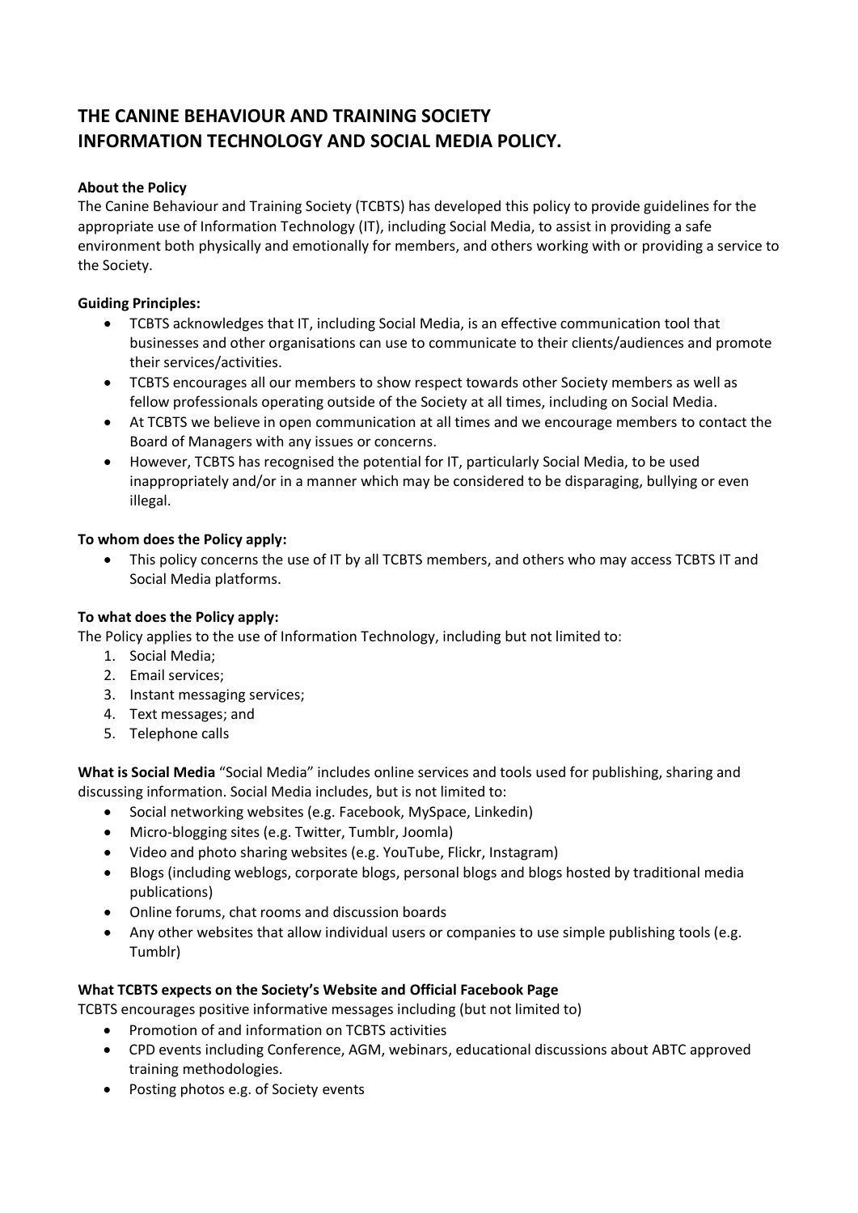# THE CANINE BEHAVIOUR AND TRAINING SOCIETY
# INFORMATION TECHNOLOGY AND SOCIAL MEDIA POLICY.

**About the Policy**

The Canine Behaviour and Training Society (TCBTS) has developed this policy to provide guidelines for the appropriate use of Information Technology (IT), including Social Media, to assist in providing a safe environment both physically and emotionally for members, and others working with or providing a service to the Society.

**Guiding Principles:**

- TCBTS acknowledges that IT, including Social Media, is an effective communication tool that businesses and other organisations can use to communicate to their clients/audiences and promote their services/activities.
- TCBTS encourages all our members to show respect towards other Society members as well as fellow professionals operating outside of the Society at all times, including on Social Media.
- At TCBTS we believe in open communication at all times and we encourage members to contact the Board of Managers with any issues or concerns.
- However, TCBTS has recognised the potential for IT, particularly Social Media, to be used inappropriately and/or in a manner which may be considered to be disparaging, bullying or even illegal.

**To whom does the Policy apply:**

- This policy concerns the use of IT by all TCBTS members, and others who may access TCBTS IT and Social Media platforms.

**To what does the Policy apply:**

The Policy applies to the use of Information Technology, including but not limited to:

1. Social Media;
2. Email services;
3. Instant messaging services;
4. Text messages; and
5. Telephone calls

**What is Social Media** "Social Media" includes online services and tools used for publishing, sharing and discussing information. Social Media includes, but is not limited to:

- Social networking websites (e.g. Facebook, MySpace, Linkedin)
- Micro-blogging sites (e.g. Twitter, Tumblr, Joomla)
- Video and photo sharing websites (e.g. YouTube, Flickr, Instagram)
- Blogs (including weblogs, corporate blogs, personal blogs and blogs hosted by traditional media publications)
- Online forums, chat rooms and discussion boards
- Any other websites that allow individual users or companies to use simple publishing tools (e.g. Tumblr)

**What TCBTS expects on the Society's Website and Official Facebook Page**

TCBTS encourages positive informative messages including (but not limited to)

- Promotion of and information on TCBTS activities
- CPD events including Conference, AGM, webinars, educational discussions about ABTC approved training methodologies.
- Posting photos e.g. of Society events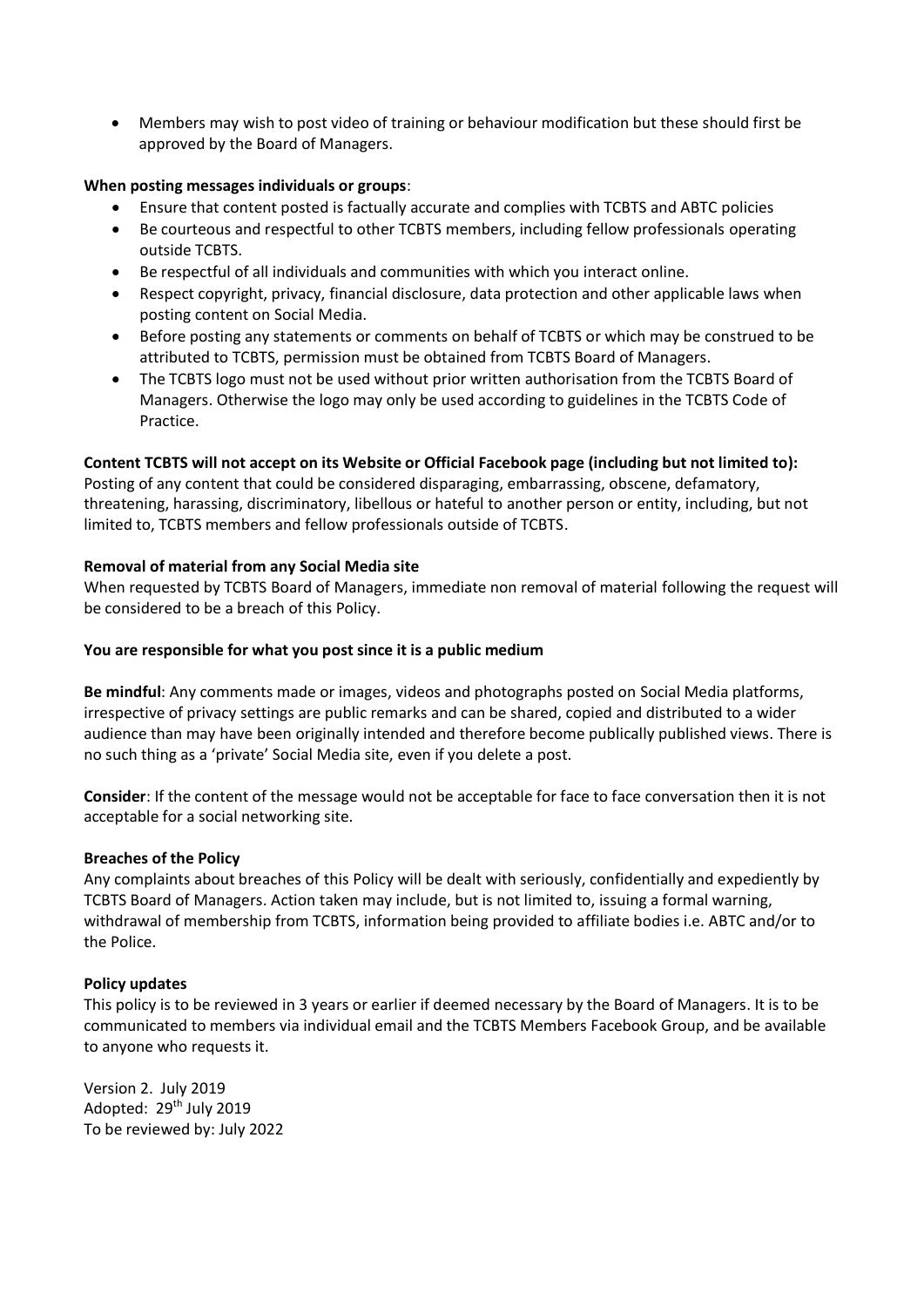- Members may wish to post video of training or behaviour modification but these should first be approved by the Board of Managers.

**When posting messages individuals or groups**:

- Ensure that content posted is factually accurate and complies with TCBTS and ABTC policies
- Be courteous and respectful to other TCBTS members, including fellow professionals operating outside TCBTS.
- Be respectful of all individuals and communities with which you interact online.
- Respect copyright, privacy, financial disclosure, data protection and other applicable laws when posting content on Social Media.
- Before posting any statements or comments on behalf of TCBTS or which may be construed to be attributed to TCBTS, permission must be obtained from TCBTS Board of Managers.
- The TCBTS logo must not be used without prior written authorisation from the TCBTS Board of Managers. Otherwise the logo may only be used according to guidelines in the TCBTS Code of Practice.

**Content TCBTS will not accept on its Website or Official Facebook page (including but not limited to):**
Posting of any content that could be considered disparaging, embarrassing, obscene, defamatory, threatening, harassing, discriminatory, libellous or hateful to another person or entity, including, but not limited to, TCBTS members and fellow professionals outside of TCBTS.

**Removal of material from any Social Media site**
When requested by TCBTS Board of Managers, immediate non removal of material following the request will be considered to be a breach of this Policy.

**You are responsible for what you post since it is a public medium**

**Be mindful**: Any comments made or images, videos and photographs posted on Social Media platforms, irrespective of privacy settings are public remarks and can be shared, copied and distributed to a wider audience than may have been originally intended and therefore become publically published views. There is no such thing as a 'private' Social Media site, even if you delete a post.

**Consider**: If the content of the message would not be acceptable for face to face conversation then it is not acceptable for a social networking site.

**Breaches of the Policy**
Any complaints about breaches of this Policy will be dealt with seriously, confidentially and expediently by TCBTS Board of Managers. Action taken may include, but is not limited to, issuing a formal warning, withdrawal of membership from TCBTS, information being provided to affiliate bodies i.e. ABTC and/or to the Police.

**Policy updates**
This policy is to be reviewed in 3 years or earlier if deemed necessary by the Board of Managers. It is to be communicated to members via individual email and the TCBTS Members Facebook Group, and be available to anyone who requests it.

Version 2. July 2019
Adopted: 29th July 2019
To be reviewed by: July 2022